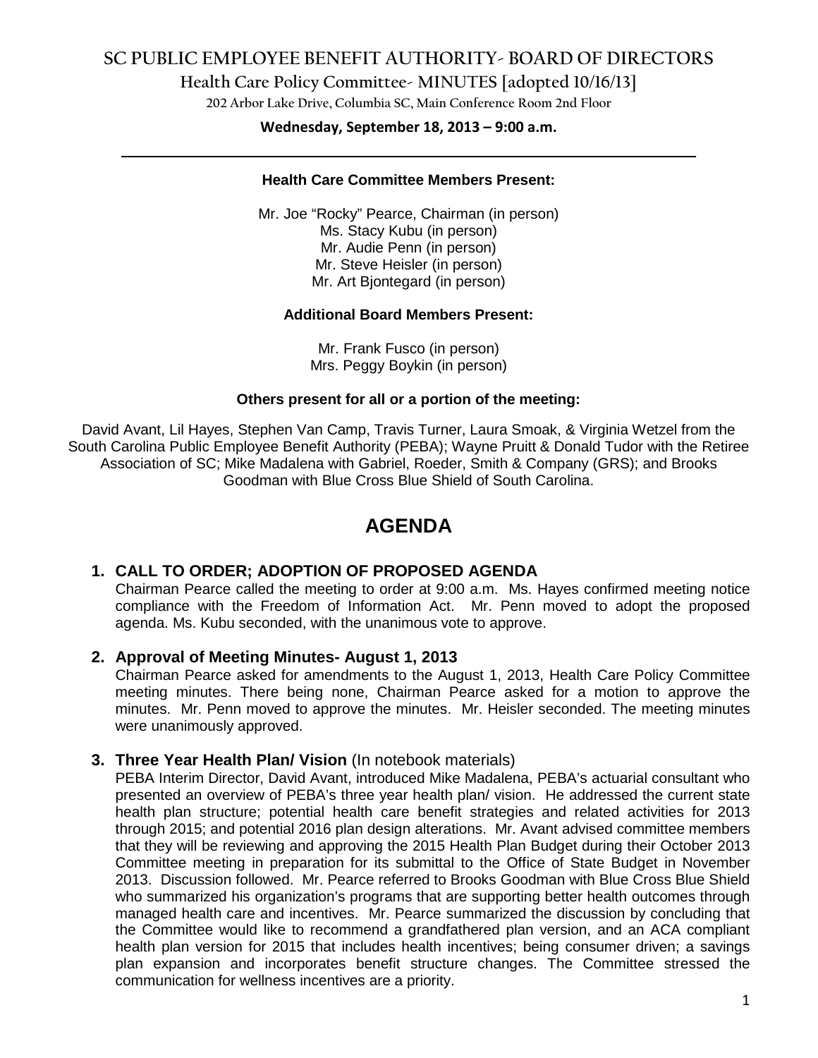# SC PUBLIC EMPLOYEE BENEFIT AUTHORITY- BOARD OF DIRECTORS

## Health Care Policy Committee- MINUTES [adopted 10/16/13]

202 Arbor Lake Drive, Columbia SC, Main Conference Room 2nd Floor

**Wednesday, September 18, 2013 – 9:00 a.m.**

---

**Health Care Committee Members Present:**

Mr. Joe "Rocky" Pearce, Chairman (in person)
Ms. Stacy Kubu (in person)
Mr. Audie Penn (in person)
Mr. Steve Heisler (in person)
Mr. Art Bjontegard (in person)

**Additional Board Members Present:**

Mr. Frank Fusco (in person)
Mrs. Peggy Boykin (in person)

**Others present for all or a portion of the meeting:**

David Avant, Lil Hayes, Stephen Van Camp, Travis Turner, Laura Smoak, & Virginia Wetzel from the South Carolina Public Employee Benefit Authority (PEBA); Wayne Pruitt & Donald Tudor with the Retiree Association of SC; Mike Madalena with Gabriel, Roeder, Smith & Company (GRS); and Brooks Goodman with Blue Cross Blue Shield of South Carolina.

# AGENDA

### 1. CALL TO ORDER; ADOPTION OF PROPOSED AGENDA

Chairman Pearce called the meeting to order at 9:00 a.m. Ms. Hayes confirmed meeting notice compliance with the Freedom of Information Act. Mr. Penn moved to adopt the proposed agenda. Ms. Kubu seconded, with the unanimous vote to approve.

### 2. Approval of Meeting Minutes- August 1, 2013

Chairman Pearce asked for amendments to the August 1, 2013, Health Care Policy Committee meeting minutes. There being none, Chairman Pearce asked for a motion to approve the minutes. Mr. Penn moved to approve the minutes. Mr. Heisler seconded. The meeting minutes were unanimously approved.

### 3. Three Year Health Plan/ Vision (In notebook materials)

PEBA Interim Director, David Avant, introduced Mike Madalena, PEBA's actuarial consultant who presented an overview of PEBA's three year health plan/ vision. He addressed the current state health plan structure; potential health care benefit strategies and related activities for 2013 through 2015; and potential 2016 plan design alterations. Mr. Avant advised committee members that they will be reviewing and approving the 2015 Health Plan Budget during their October 2013 Committee meeting in preparation for its submittal to the Office of State Budget in November 2013. Discussion followed. Mr. Pearce referred to Brooks Goodman with Blue Cross Blue Shield who summarized his organization's programs that are supporting better health outcomes through managed health care and incentives. Mr. Pearce summarized the discussion by concluding that the Committee would like to recommend a grandfathered plan version, and an ACA compliant health plan version for 2015 that includes health incentives; being consumer driven; a savings plan expansion and incorporates benefit structure changes. The Committee stressed the communication for wellness incentives are a priority.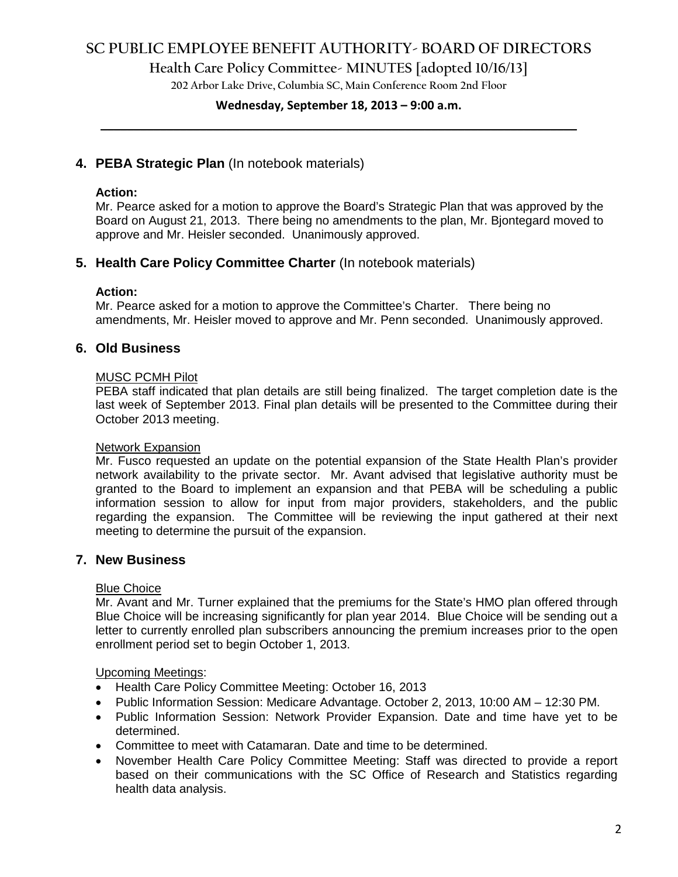## 4. PEBA Strategic Plan (In notebook materials)

**Action:**
Mr. Pearce asked for a motion to approve the Board's Strategic Plan that was approved by the Board on August 21, 2013. There being no amendments to the plan, Mr. Bjontegard moved to approve and Mr. Heisler seconded. Unanimously approved.

## 5. Health Care Policy Committee Charter (In notebook materials)

**Action:**
Mr. Pearce asked for a motion to approve the Committee's Charter. There being no amendments, Mr. Heisler moved to approve and Mr. Penn seconded. Unanimously approved.

## 6. Old Business

MUSC PCMH Pilot
PEBA staff indicated that plan details are still being finalized. The target completion date is the last week of September 2013. Final plan details will be presented to the Committee during their October 2013 meeting.

Network Expansion
Mr. Fusco requested an update on the potential expansion of the State Health Plan's provider network availability to the private sector. Mr. Avant advised that legislative authority must be granted to the Board to implement an expansion and that PEBA will be scheduling a public information session to allow for input from major providers, stakeholders, and the public regarding the expansion. The Committee will be reviewing the input gathered at their next meeting to determine the pursuit of the expansion.

## 7. New Business

Blue Choice
Mr. Avant and Mr. Turner explained that the premiums for the State's HMO plan offered through Blue Choice will be increasing significantly for plan year 2014. Blue Choice will be sending out a letter to currently enrolled plan subscribers announcing the premium increases prior to the open enrollment period set to begin October 1, 2013.

Upcoming Meetings:

- Health Care Policy Committee Meeting: October 16, 2013
- Public Information Session: Medicare Advantage. October 2, 2013, 10:00 AM – 12:30 PM.
- Public Information Session: Network Provider Expansion. Date and time have yet to be determined.
- Committee to meet with Catamaran. Date and time to be determined.
- November Health Care Policy Committee Meeting: Staff was directed to provide a report based on their communications with the SC Office of Research and Statistics regarding health data analysis.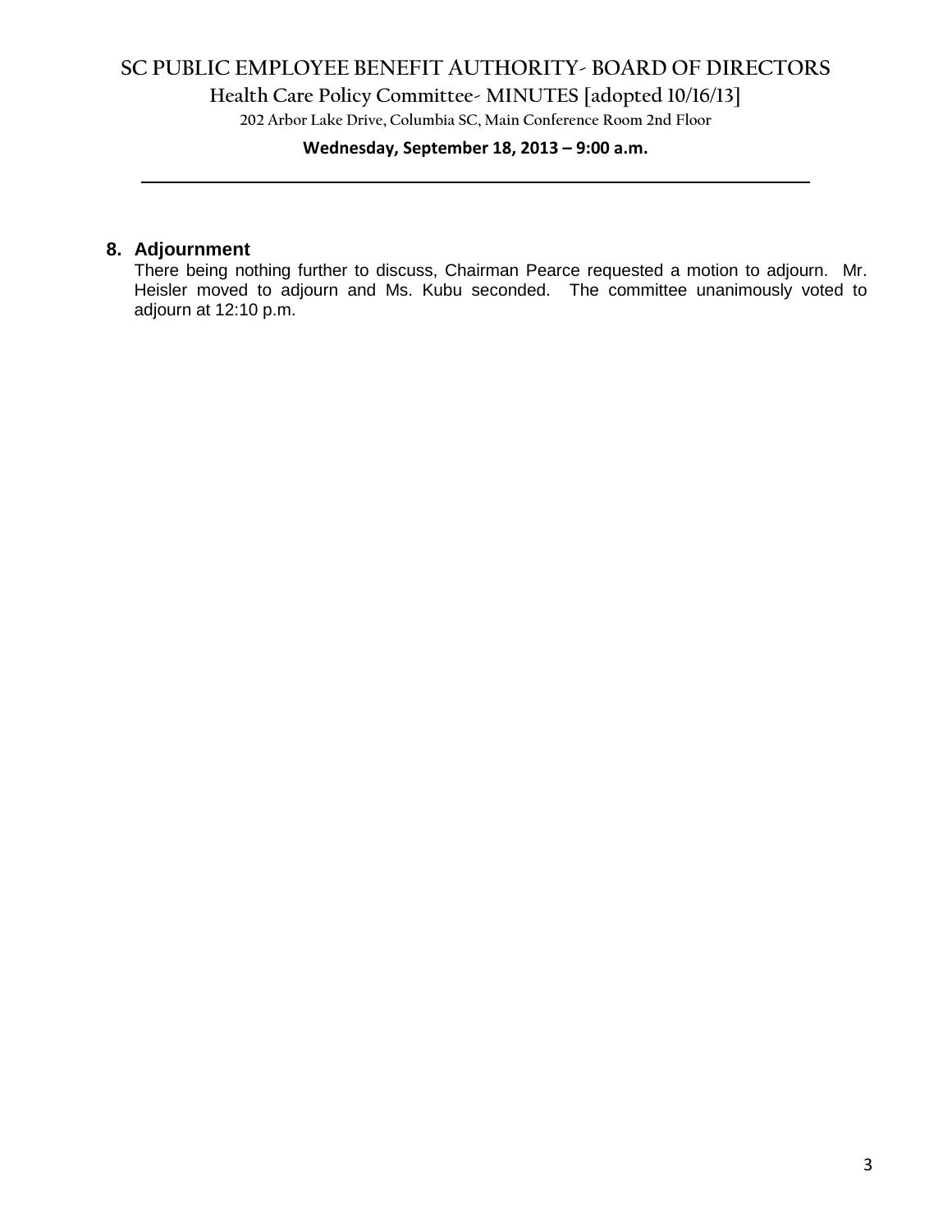## 8. Adjournment

There being nothing further to discuss, Chairman Pearce requested a motion to adjourn. Mr. Heisler moved to adjourn and Ms. Kubu seconded. The committee unanimously voted to adjourn at 12:10 p.m.